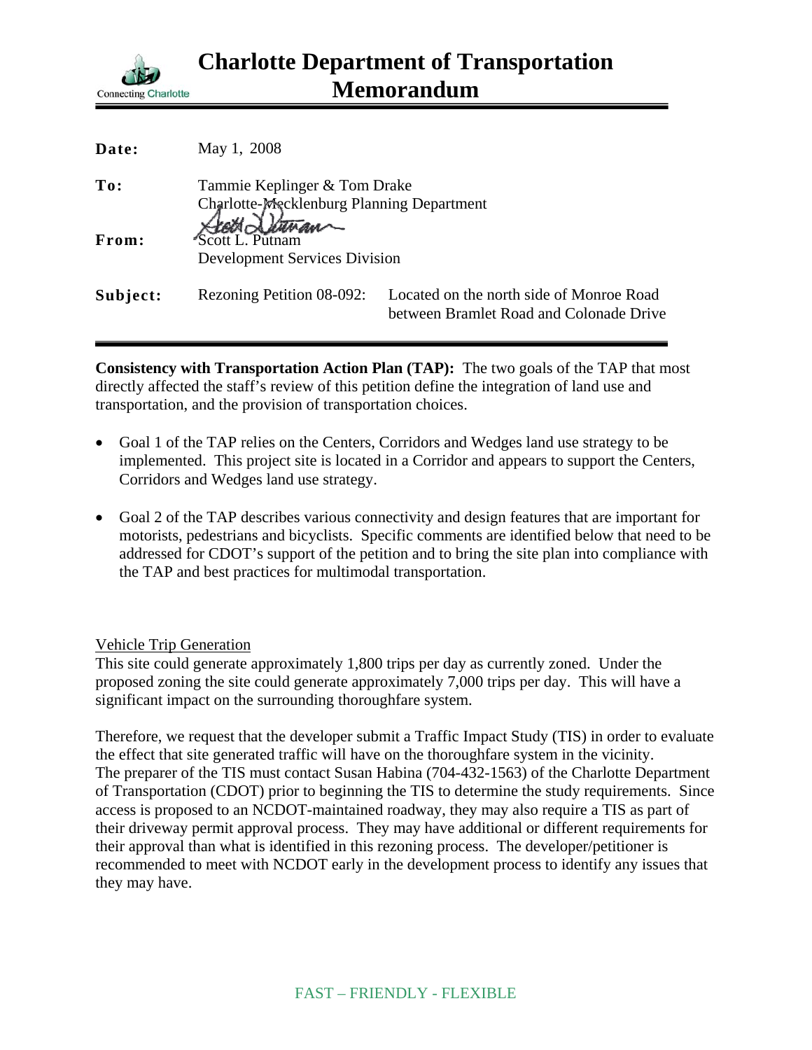# Charlotte Department of Transportation Memorandum

| | |
|---|---|
| **Date:** | May 1, 2008 |
| **To:** | Tammie Keplinger & Tom Drake<br>Charlotte-Mecklenburg Planning Department |
| **From:** | Scott L. Putnam<br>Development Services Division |
| **Subject:** | Rezoning Petition 08-092: Located on the north side of Monroe Road between Bramlet Road and Colonade Drive |

**Consistency with Transportation Action Plan (TAP):** The two goals of the TAP that most directly affected the staff's review of this petition define the integration of land use and transportation, and the provision of transportation choices.

- Goal 1 of the TAP relies on the Centers, Corridors and Wedges land use strategy to be implemented. This project site is located in a Corridor and appears to support the Centers, Corridors and Wedges land use strategy.
- Goal 2 of the TAP describes various connectivity and design features that are important for motorists, pedestrians and bicyclists. Specific comments are identified below that need to be addressed for CDOT's support of the petition and to bring the site plan into compliance with the TAP and best practices for multimodal transportation.

Vehicle Trip Generation

This site could generate approximately 1,800 trips per day as currently zoned. Under the proposed zoning the site could generate approximately 7,000 trips per day. This will have a significant impact on the surrounding thoroughfare system.

Therefore, we request that the developer submit a Traffic Impact Study (TIS) in order to evaluate the effect that site generated traffic will have on the thoroughfare system in the vicinity. The preparer of the TIS must contact Susan Habina (704-432-1563) of the Charlotte Department of Transportation (CDOT) prior to beginning the TIS to determine the study requirements. Since access is proposed to an NCDOT-maintained roadway, they may also require a TIS as part of their driveway permit approval process. They may have additional or different requirements for their approval than what is identified in this rezoning process. The developer/petitioner is recommended to meet with NCDOT early in the development process to identify any issues that they may have.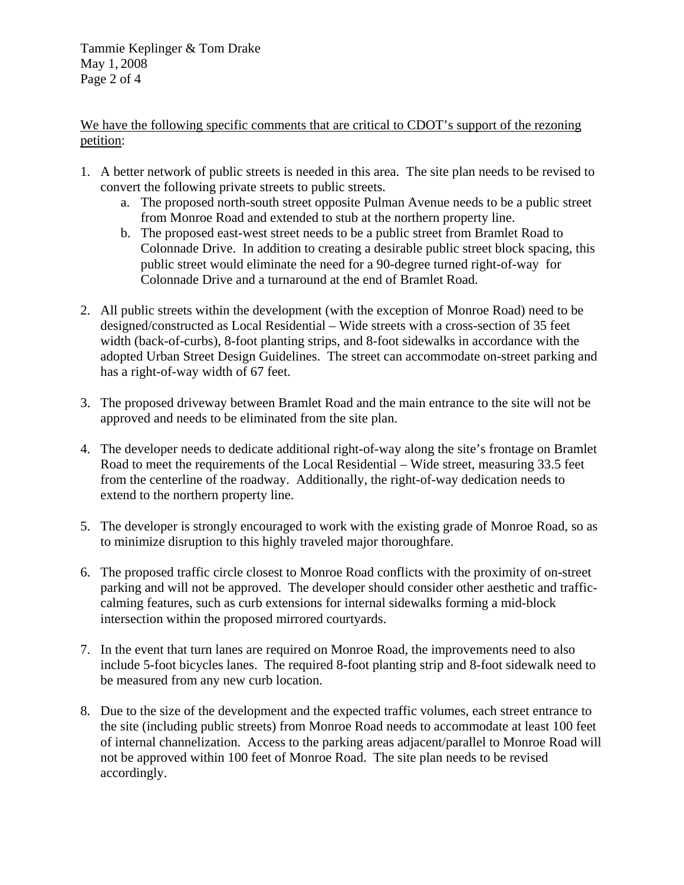<u>We have the following specific comments that are critical to CDOT's support of the rezoning petition</u>:

1. A better network of public streets is needed in this area. The site plan needs to be revised to convert the following private streets to public streets.
    a. The proposed north-south street opposite Pulman Avenue needs to be a public street from Monroe Road and extended to stub at the northern property line.
    b. The proposed east-west street needs to be a public street from Bramlet Road to Colonnade Drive. In addition to creating a desirable public street block spacing, this public street would eliminate the need for a 90-degree turned right-of-way for Colonnade Drive and a turnaround at the end of Bramlet Road.

2. All public streets within the development (with the exception of Monroe Road) need to be designed/constructed as Local Residential – Wide streets with a cross-section of 35 feet width (back-of-curbs), 8-foot planting strips, and 8-foot sidewalks in accordance with the adopted Urban Street Design Guidelines. The street can accommodate on-street parking and has a right-of-way width of 67 feet.

3. The proposed driveway between Bramlet Road and the main entrance to the site will not be approved and needs to be eliminated from the site plan.

4. The developer needs to dedicate additional right-of-way along the site's frontage on Bramlet Road to meet the requirements of the Local Residential – Wide street, measuring 33.5 feet from the centerline of the roadway. Additionally, the right-of-way dedication needs to extend to the northern property line.

5. The developer is strongly encouraged to work with the existing grade of Monroe Road, so as to minimize disruption to this highly traveled major thoroughfare.

6. The proposed traffic circle closest to Monroe Road conflicts with the proximity of on-street parking and will not be approved. The developer should consider other aesthetic and traffic-calming features, such as curb extensions for internal sidewalks forming a mid-block intersection within the proposed mirrored courtyards.

7. In the event that turn lanes are required on Monroe Road, the improvements need to also include 5-foot bicycles lanes. The required 8-foot planting strip and 8-foot sidewalk need to be measured from any new curb location.

8. Due to the size of the development and the expected traffic volumes, each street entrance to the site (including public streets) from Monroe Road needs to accommodate at least 100 feet of internal channelization. Access to the parking areas adjacent/parallel to Monroe Road will not be approved within 100 feet of Monroe Road. The site plan needs to be revised accordingly.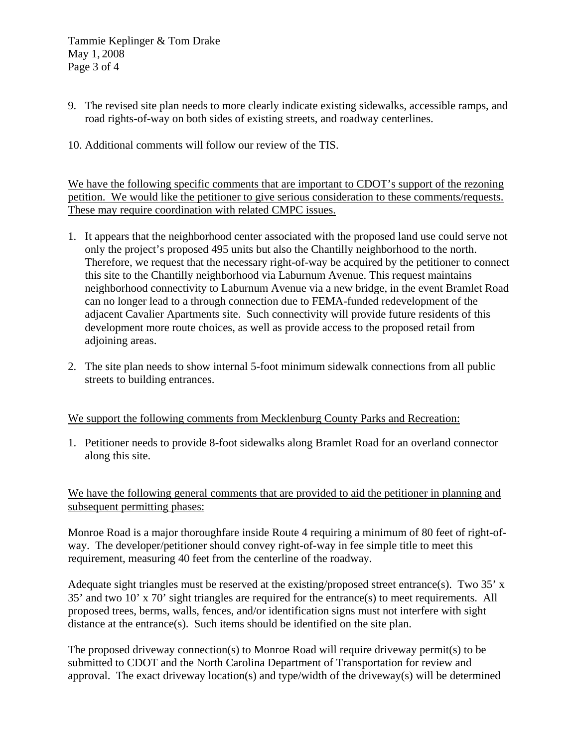9. The revised site plan needs to more clearly indicate existing sidewalks, accessible ramps, and road rights-of-way on both sides of existing streets, and roadway centerlines.

10. Additional comments will follow our review of the TIS.

<u>We have the following specific comments that are important to CDOT's support of the rezoning petition. We would like the petitioner to give serious consideration to these comments/requests. These may require coordination with related CMPC issues.</u>

1. It appears that the neighborhood center associated with the proposed land use could serve not only the project's proposed 495 units but also the Chantilly neighborhood to the north. Therefore, we request that the necessary right-of-way be acquired by the petitioner to connect this site to the Chantilly neighborhood via Laburnum Avenue. This request maintains neighborhood connectivity to Laburnum Avenue via a new bridge, in the event Bramlet Road can no longer lead to a through connection due to FEMA-funded redevelopment of the adjacent Cavalier Apartments site. Such connectivity will provide future residents of this development more route choices, as well as provide access to the proposed retail from adjoining areas.

2. The site plan needs to show internal 5-foot minimum sidewalk connections from all public streets to building entrances.

<u>We support the following comments from Mecklenburg County Parks and Recreation:</u>

1. Petitioner needs to provide 8-foot sidewalks along Bramlet Road for an overland connector along this site.

<u>We have the following general comments that are provided to aid the petitioner in planning and subsequent permitting phases:</u>

Monroe Road is a major thoroughfare inside Route 4 requiring a minimum of 80 feet of right-of-way. The developer/petitioner should convey right-of-way in fee simple title to meet this requirement, measuring 40 feet from the centerline of the roadway.

Adequate sight triangles must be reserved at the existing/proposed street entrance(s). Two 35' x 35' and two 10' x 70' sight triangles are required for the entrance(s) to meet requirements. All proposed trees, berms, walls, fences, and/or identification signs must not interfere with sight distance at the entrance(s). Such items should be identified on the site plan.

The proposed driveway connection(s) to Monroe Road will require driveway permit(s) to be submitted to CDOT and the North Carolina Department of Transportation for review and approval. The exact driveway location(s) and type/width of the driveway(s) will be determined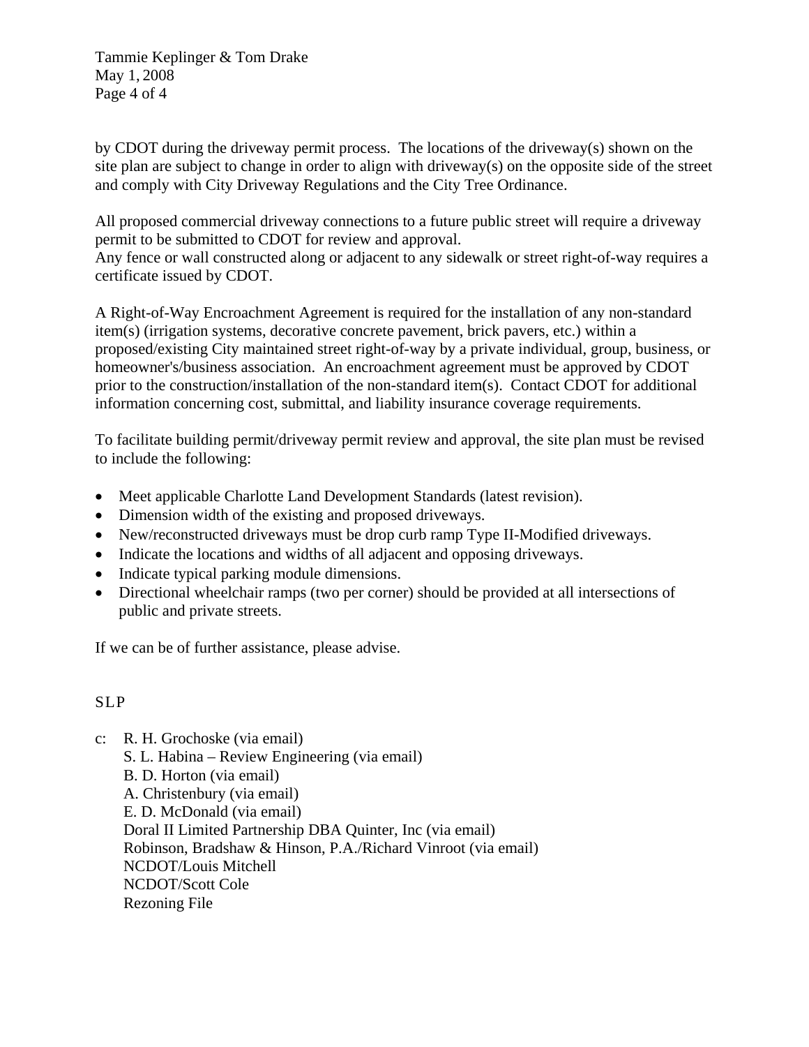by CDOT during the driveway permit process. The locations of the driveway(s) shown on the site plan are subject to change in order to align with driveway(s) on the opposite side of the street and comply with City Driveway Regulations and the City Tree Ordinance.

All proposed commercial driveway connections to a future public street will require a driveway permit to be submitted to CDOT for review and approval.
Any fence or wall constructed along or adjacent to any sidewalk or street right-of-way requires a certificate issued by CDOT.

A Right-of-Way Encroachment Agreement is required for the installation of any non-standard item(s) (irrigation systems, decorative concrete pavement, brick pavers, etc.) within a proposed/existing City maintained street right-of-way by a private individual, group, business, or homeowner's/business association. An encroachment agreement must be approved by CDOT prior to the construction/installation of the non-standard item(s). Contact CDOT for additional information concerning cost, submittal, and liability insurance coverage requirements.

To facilitate building permit/driveway permit review and approval, the site plan must be revised to include the following:

- Meet applicable Charlotte Land Development Standards (latest revision).
- Dimension width of the existing and proposed driveways.
- New/reconstructed driveways must be drop curb ramp Type II-Modified driveways.
- Indicate the locations and widths of all adjacent and opposing driveways.
- Indicate typical parking module dimensions.
- Directional wheelchair ramps (two per corner) should be provided at all intersections of public and private streets.

If we can be of further assistance, please advise.

SLP

c: R. H. Grochoske (via email)
S. L. Habina – Review Engineering (via email)
B. D. Horton (via email)
A. Christenbury (via email)
E. D. McDonald (via email)
Doral II Limited Partnership DBA Quinter, Inc (via email)
Robinson, Bradshaw & Hinson, P.A./Richard Vinroot (via email)
NCDOT/Louis Mitchell
NCDOT/Scott Cole
Rezoning File